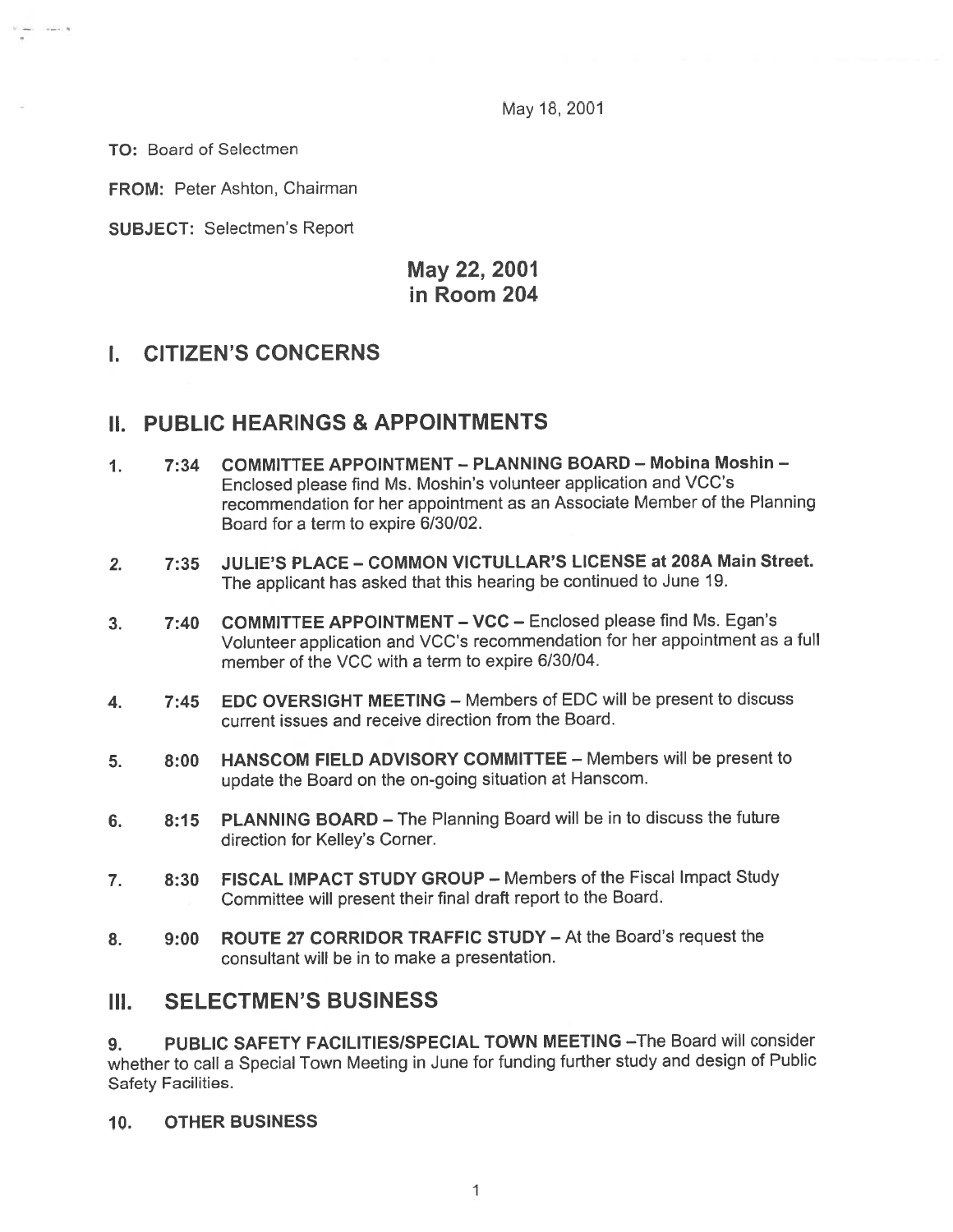May 18, 2001

**TO:** Board of Selectmen

**FROM:** Peter Ashton, Chairman

**SUBJECT:** Selectmen's Report

# May 22, 2001
# in Room 204

## I. CITIZEN'S CONCERNS

## II. PUBLIC HEARINGS & APPOINTMENTS

1. **7:34 COMMITTEE APPOINTMENT – PLANNING BOARD – Mobina Moshin –** Enclosed please find Ms. Moshin's volunteer application and VCC's recommendation for her appointment as an Associate Member of the Planning Board for a term to expire 6/30/02.

2. **7:35 JULIE'S PLACE – COMMON VICTULLAR'S LICENSE at 208A Main Street.** The applicant has asked that this hearing be continued to June 19.

3. **7:40 COMMITTEE APPOINTMENT – VCC –** Enclosed please find Ms. Egan's Volunteer application and VCC's recommendation for her appointment as a full member of the VCC with a term to expire 6/30/04.

4. **7:45 EDC OVERSIGHT MEETING –** Members of EDC will be present to discuss current issues and receive direction from the Board.

5. **8:00 HANSCOM FIELD ADVISORY COMMITTEE –** Members will be present to update the Board on the on-going situation at Hanscom.

6. **8:15 PLANNING BOARD –** The Planning Board will be in to discuss the future direction for Kelley's Corner.

7. **8:30 FISCAL IMPACT STUDY GROUP –** Members of the Fiscal Impact Study Committee will present their final draft report to the Board.

8. **9:00 ROUTE 27 CORRIDOR TRAFFIC STUDY –** At the Board's request the consultant will be in to make a presentation.

## III. SELECTMEN'S BUSINESS

9. **PUBLIC SAFETY FACILITIES/SPECIAL TOWN MEETING –**The Board will consider whether to call a Special Town Meeting in June for funding further study and design of Public Safety Facilities.

10. **OTHER BUSINESS**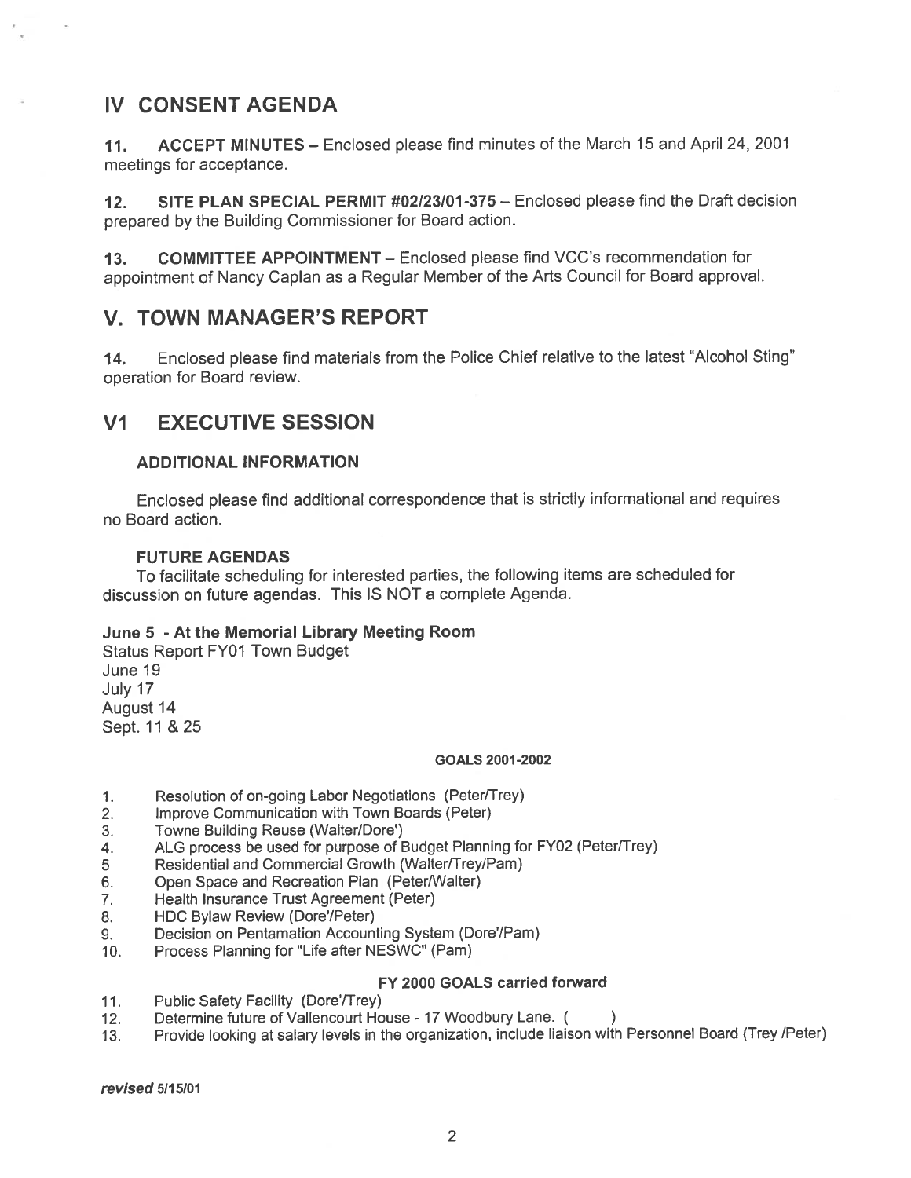## IV CONSENT AGENDA

**11. ACCEPT MINUTES** – Enclosed please find minutes of the March 15 and April 24, 2001 meetings for acceptance.

**12. SITE PLAN SPECIAL PERMIT #02/23/01-375** – Enclosed please find the Draft decision prepared by the Building Commissioner for Board action.

**13. COMMITTEE APPOINTMENT** – Enclosed please find VCC's recommendation for appointment of Nancy Caplan as a Regular Member of the Arts Council for Board approval.

## V. TOWN MANAGER'S REPORT

**14.** Enclosed please find materials from the Police Chief relative to the latest "Alcohol Sting" operation for Board review.

## V1 EXECUTIVE SESSION

### ADDITIONAL INFORMATION

Enclosed please find additional correspondence that is strictly informational and requires no Board action.

### FUTURE AGENDAS

To facilitate scheduling for interested parties, the following items are scheduled for discussion on future agendas. This IS NOT a complete Agenda.

**June 5 - At the Memorial Library Meeting Room**
Status Report FY01 Town Budget
June 19
July 17
August 14
Sept. 11 & 25

**GOALS 2001-2002**

1. Resolution of on-going Labor Negotiations (Peter/Trey)
2. Improve Communication with Town Boards (Peter)
3. Towne Building Reuse (Walter/Dore')
4. ALG process be used for purpose of Budget Planning for FY02 (Peter/Trey)
5. Residential and Commercial Growth (Walter/Trey/Pam)
6. Open Space and Recreation Plan (Peter/Walter)
7. Health Insurance Trust Agreement (Peter)
8. HDC Bylaw Review (Dore'/Peter)
9. Decision on Pentamation Accounting System (Dore'/Pam)
10. Process Planning for "Life after NESWC" (Pam)

**FY 2000 GOALS carried forward**

11. Public Safety Facility (Dore'/Trey)
12. Determine future of Vallencourt House - 17 Woodbury Lane. ( )
13. Provide looking at salary levels in the organization, include liaison with Personnel Board (Trey /Peter)

***revised* 5/15/01**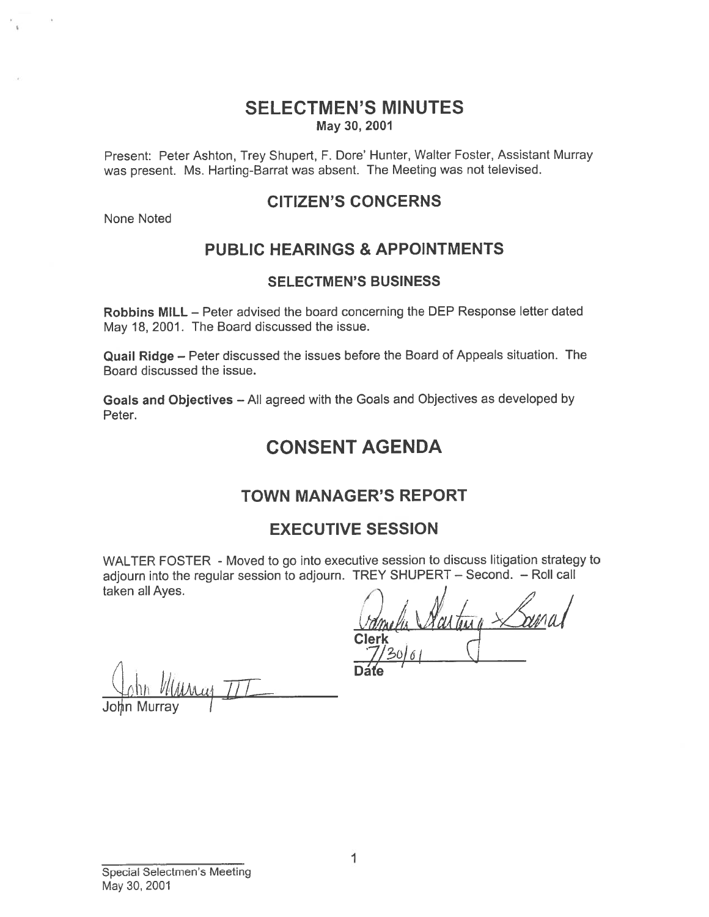# SELECTMEN'S MINUTES

May 30, 2001

Present: Peter Ashton, Trey Shupert, F. Dore' Hunter, Walter Foster, Assistant Murray was present. Ms. Harting-Barrat was absent. The Meeting was not televised.

## CITIZEN'S CONCERNS

None Noted

## PUBLIC HEARINGS & APPOINTMENTS

### SELECTMEN'S BUSINESS

**Robbins MILL** – Peter advised the board concerning the DEP Response letter dated May 18, 2001. The Board discussed the issue.

**Quail Ridge** – Peter discussed the issues before the Board of Appeals situation. The Board discussed the issue.

**Goals and Objectives** – All agreed with the Goals and Objectives as developed by Peter.

# CONSENT AGENDA

## TOWN MANAGER'S REPORT

## EXECUTIVE SESSION

WALTER FOSTER - Moved to go into executive session to discuss litigation strategy to adjourn into the regular session to adjourn. TREY SHUPERT – Second. – Roll call taken all Ayes.

Pamela Harting-Barrat
Clerk
7/30/01
Date

John Murray III
John Murray

Special Selectmen's Meeting
May 30, 2001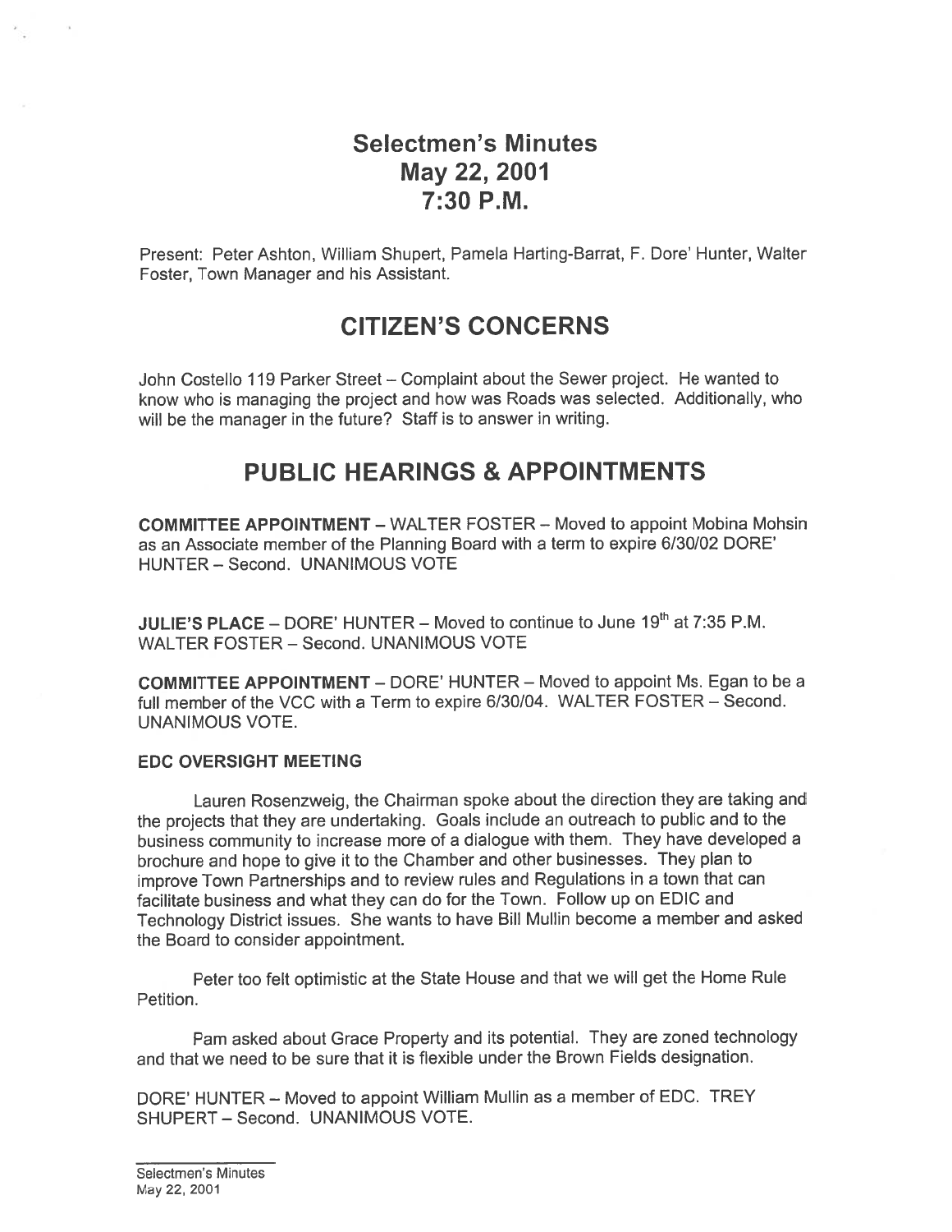# Selectmen's Minutes
# May 22, 2001
# 7:30 P.M.

Present: Peter Ashton, William Shupert, Pamela Harting-Barrat, F. Dore' Hunter, Walter Foster, Town Manager and his Assistant.

## CITIZEN'S CONCERNS

John Costello 119 Parker Street – Complaint about the Sewer project. He wanted to know who is managing the project and how was Roads was selected. Additionally, who will be the manager in the future? Staff is to answer in writing.

## PUBLIC HEARINGS & APPOINTMENTS

**COMMITTEE APPOINTMENT** – WALTER FOSTER – Moved to appoint Mobina Mohsin as an Associate member of the Planning Board with a term to expire 6/30/02 DORE' HUNTER – Second. UNANIMOUS VOTE

**JULIE'S PLACE** – DORE' HUNTER – Moved to continue to June 19th at 7:35 P.M. WALTER FOSTER – Second. UNANIMOUS VOTE

**COMMITTEE APPOINTMENT** – DORE' HUNTER – Moved to appoint Ms. Egan to be a full member of the VCC with a Term to expire 6/30/04. WALTER FOSTER – Second. UNANIMOUS VOTE.

**EDC OVERSIGHT MEETING**

Lauren Rosenzweig, the Chairman spoke about the direction they are taking and the projects that they are undertaking. Goals include an outreach to public and to the business community to increase more of a dialogue with them. They have developed a brochure and hope to give it to the Chamber and other businesses. They plan to improve Town Partnerships and to review rules and Regulations in a town that can facilitate business and what they can do for the Town. Follow up on EDIC and Technology District issues. She wants to have Bill Mullin become a member and asked the Board to consider appointment.

Peter too felt optimistic at the State House and that we will get the Home Rule Petition.

Pam asked about Grace Property and its potential. They are zoned technology and that we need to be sure that it is flexible under the Brown Fields designation.

DORE' HUNTER – Moved to appoint William Mullin as a member of EDC. TREY SHUPERT – Second. UNANIMOUS VOTE.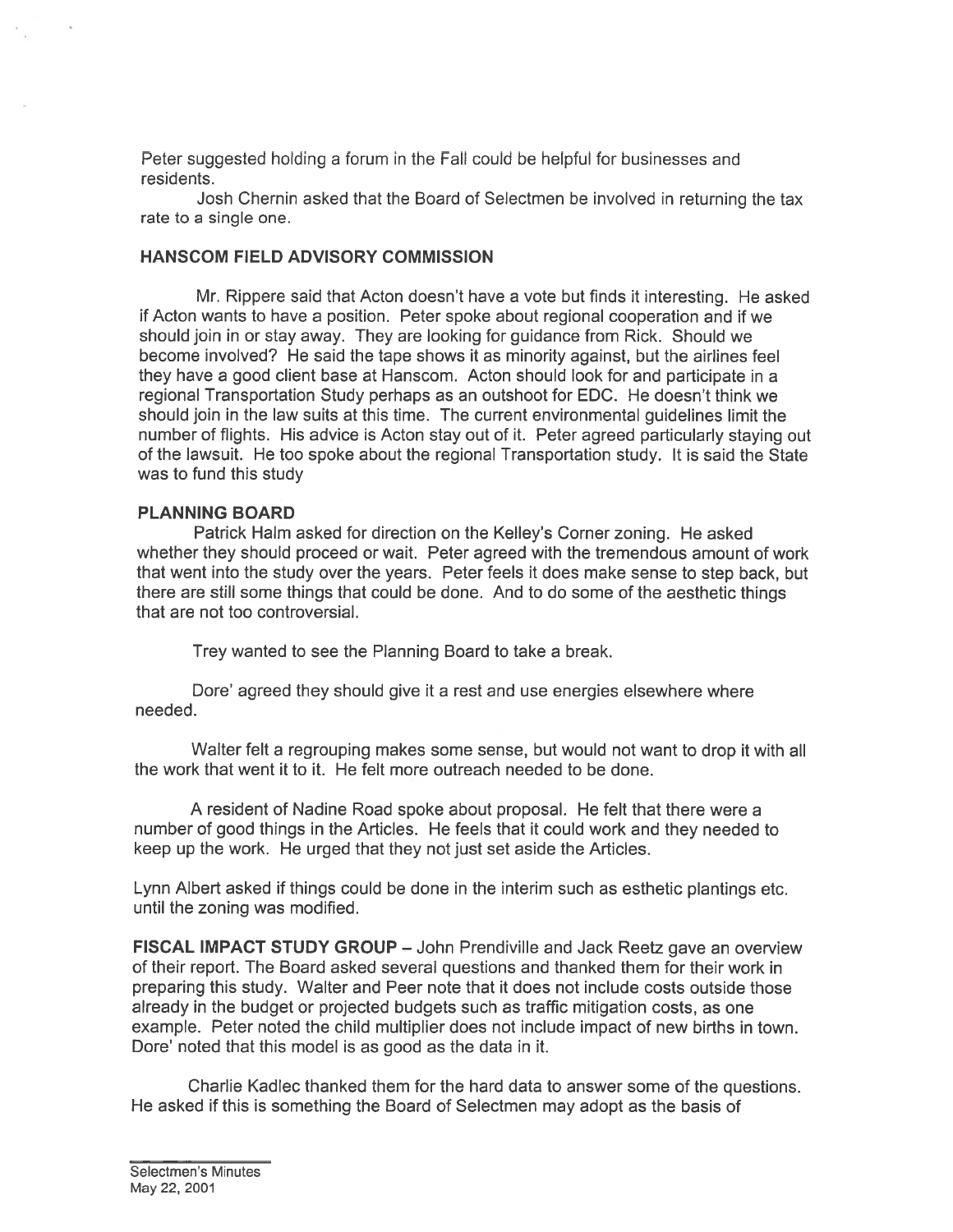Peter suggested holding a forum in the Fall could be helpful for businesses and residents.

Josh Chernin asked that the Board of Selectmen be involved in returning the tax rate to a single one.

## HANSCOM FIELD ADVISORY COMMISSION

Mr. Rippere said that Acton doesn't have a vote but finds it interesting. He asked if Acton wants to have a position. Peter spoke about regional cooperation and if we should join in or stay away. They are looking for guidance from Rick. Should we become involved? He said the tape shows it as minority against, but the airlines feel they have a good client base at Hanscom. Acton should look for and participate in a regional Transportation Study perhaps as an outshoot for EDC. He doesn't think we should join in the law suits at this time. The current environmental guidelines limit the number of flights. His advice is Acton stay out of it. Peter agreed particularly staying out of the lawsuit. He too spoke about the regional Transportation study. It is said the State was to fund this study

## PLANNING BOARD

Patrick Halm asked for direction on the Kelley's Corner zoning. He asked whether they should proceed or wait. Peter agreed with the tremendous amount of work that went into the study over the years. Peter feels it does make sense to step back, but there are still some things that could be done. And to do some of the aesthetic things that are not too controversial.

Trey wanted to see the Planning Board to take a break.

Dore' agreed they should give it a rest and use energies elsewhere where needed.

Walter felt a regrouping makes some sense, but would not want to drop it with all the work that went it to it. He felt more outreach needed to be done.

A resident of Nadine Road spoke about proposal. He felt that there were a number of good things in the Articles. He feels that it could work and they needed to keep up the work. He urged that they not just set aside the Articles.

Lynn Albert asked if things could be done in the interim such as esthetic plantings etc. until the zoning was modified.

**FISCAL IMPACT STUDY GROUP** – John Prendiville and Jack Reetz gave an overview of their report. The Board asked several questions and thanked them for their work in preparing this study. Walter and Peer note that it does not include costs outside those already in the budget or projected budgets such as traffic mitigation costs, as one example. Peter noted the child multiplier does not include impact of new births in town. Dore' noted that this model is as good as the data in it.

Charlie Kadlec thanked them for the hard data to answer some of the questions. He asked if this is something the Board of Selectmen may adopt as the basis of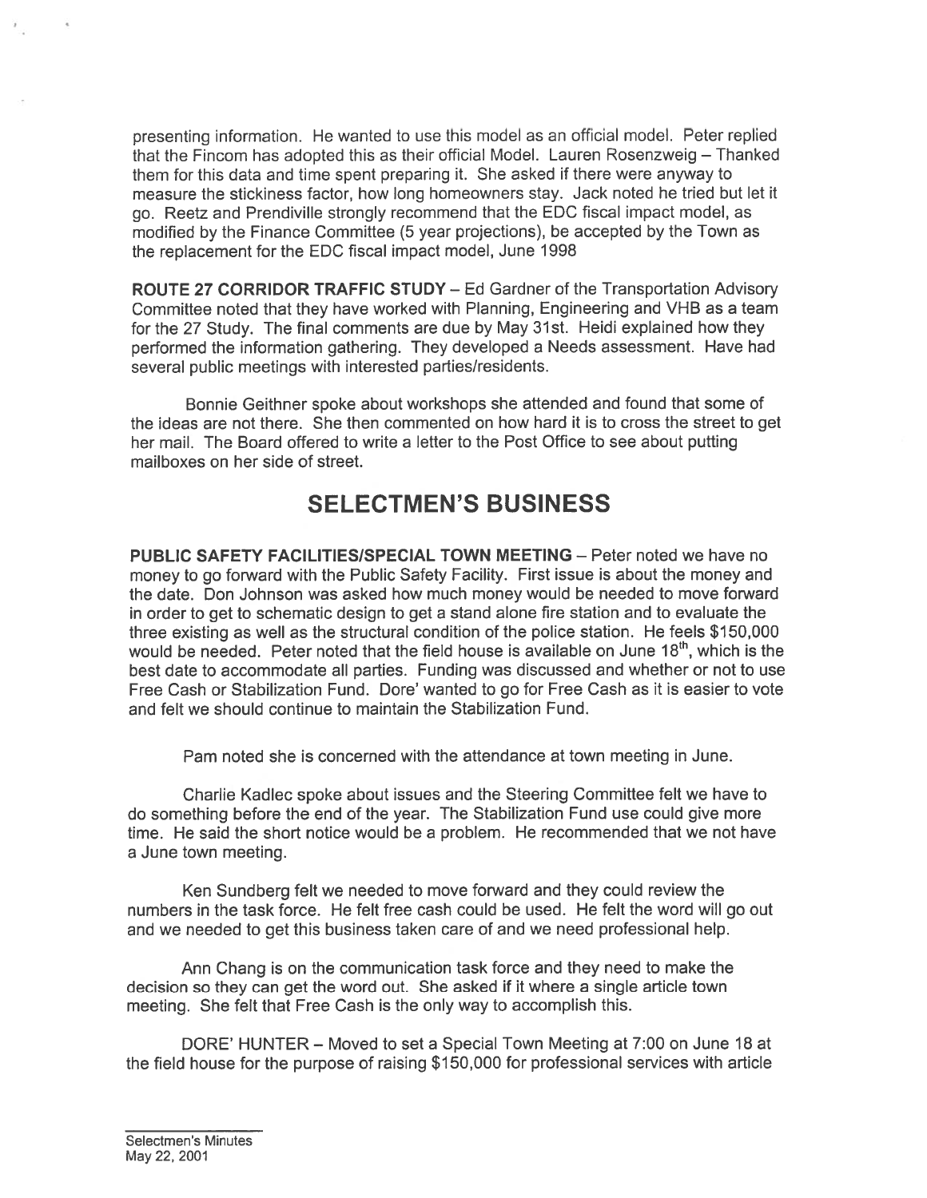presenting information. He wanted to use this model as an official model. Peter replied that the Fincom has adopted this as their official Model. Lauren Rosenzweig – Thanked them for this data and time spent preparing it. She asked if there were anyway to measure the stickiness factor, how long homeowners stay. Jack noted he tried but let it go. Reetz and Prendiville strongly recommend that the EDC fiscal impact model, as modified by the Finance Committee (5 year projections), be accepted by the Town as the replacement for the EDC fiscal impact model, June 1998

**ROUTE 27 CORRIDOR TRAFFIC STUDY** – Ed Gardner of the Transportation Advisory Committee noted that they have worked with Planning, Engineering and VHB as a team for the 27 Study. The final comments are due by May 31st. Heidi explained how they performed the information gathering. They developed a Needs assessment. Have had several public meetings with interested parties/residents.

Bonnie Geithner spoke about workshops she attended and found that some of the ideas are not there. She then commented on how hard it is to cross the street to get her mail. The Board offered to write a letter to the Post Office to see about putting mailboxes on her side of street.

# SELECTMEN'S BUSINESS

**PUBLIC SAFETY FACILITIES/SPECIAL TOWN MEETING** – Peter noted we have no money to go forward with the Public Safety Facility. First issue is about the money and the date. Don Johnson was asked how much money would be needed to move forward in order to get to schematic design to get a stand alone fire station and to evaluate the three existing as well as the structural condition of the police station. He feels $150,000 would be needed. Peter noted that the field house is available on June 18th, which is the best date to accommodate all parties. Funding was discussed and whether or not to use Free Cash or Stabilization Fund. Dore' wanted to go for Free Cash as it is easier to vote and felt we should continue to maintain the Stabilization Fund.

Pam noted she is concerned with the attendance at town meeting in June.

Charlie Kadlec spoke about issues and the Steering Committee felt we have to do something before the end of the year. The Stabilization Fund use could give more time. He said the short notice would be a problem. He recommended that we not have a June town meeting.

Ken Sundberg felt we needed to move forward and they could review the numbers in the task force. He felt free cash could be used. He felt the word will go out and we needed to get this business taken care of and we need professional help.

Ann Chang is on the communication task force and they need to make the decision so they can get the word out. She asked if it where a single article town meeting. She felt that Free Cash is the only way to accomplish this.

DORE' HUNTER – Moved to set a Special Town Meeting at 7:00 on June 18 at the field house for the purpose of raising $150,000 for professional services with article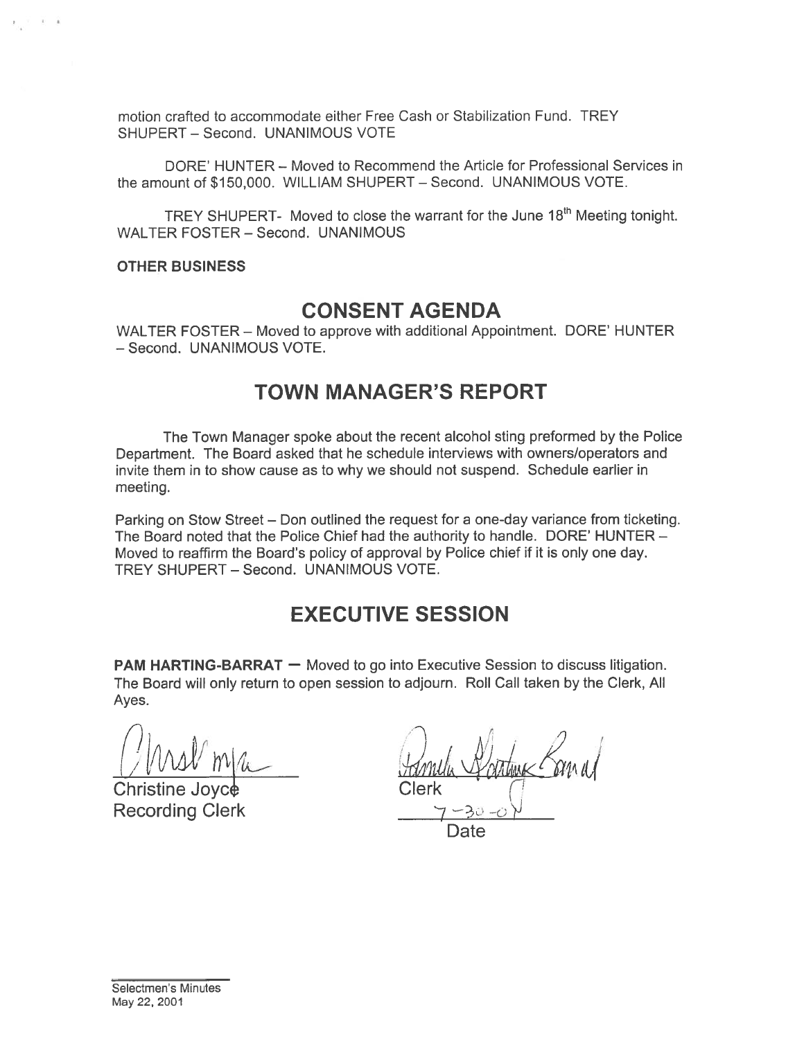motion crafted to accommodate either Free Cash or Stabilization Fund. TREY SHUPERT – Second. UNANIMOUS VOTE

DORE' HUNTER – Moved to Recommend the Article for Professional Services in the amount of $150,000. WILLIAM SHUPERT – Second. UNANIMOUS VOTE.

TREY SHUPERT- Moved to close the warrant for the June 18th Meeting tonight. WALTER FOSTER – Second. UNANIMOUS

**OTHER BUSINESS**

## CONSENT AGENDA

WALTER FOSTER – Moved to approve with additional Appointment. DORE' HUNTER – Second. UNANIMOUS VOTE.

## TOWN MANAGER'S REPORT

The Town Manager spoke about the recent alcohol sting preformed by the Police Department. The Board asked that he schedule interviews with owners/operators and invite them in to show cause as to why we should not suspend. Schedule earlier in meeting.

Parking on Stow Street – Don outlined the request for a one-day variance from ticketing. The Board noted that the Police Chief had the authority to handle. DORE' HUNTER – Moved to reaffirm the Board's policy of approval by Police chief if it is only one day. TREY SHUPERT – Second. UNANIMOUS VOTE.

## EXECUTIVE SESSION

**PAM HARTING-BARRAT** – Moved to go into Executive Session to discuss litigation. The Board will only return to open session to adjourn. Roll Call taken by the Clerk, All Ayes.

Christine Joyce
Recording Clerk

Clerk

7-30-01
Date